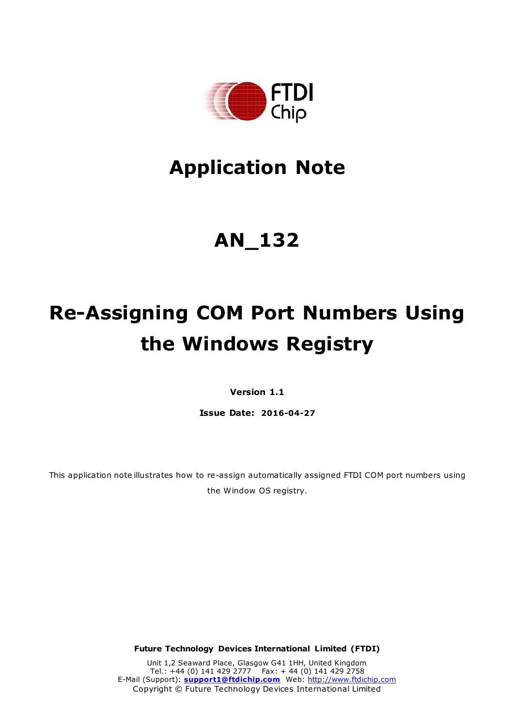# Application Note

# AN_132

# Re-Assigning COM Port Numbers Using the Windows Registry

**Version 1.1**

**Issue Date: 2016-04-27**

This application note illustrates how to re-assign automatically assigned FTDI COM port numbers using the Window OS registry.

**Future Technology Devices International Limited (FTDI)**

Unit 1,2 Seaward Place, Glasgow G41 1HH, United Kingdom
Tel.: +44 (0) 141 429 2777 Fax: + 44 (0) 141 429 2758
E-Mail (Support): **support1@ftdichip.com** Web: http://www.ftdichip.com
Copyright © Future Technology Devices International Limited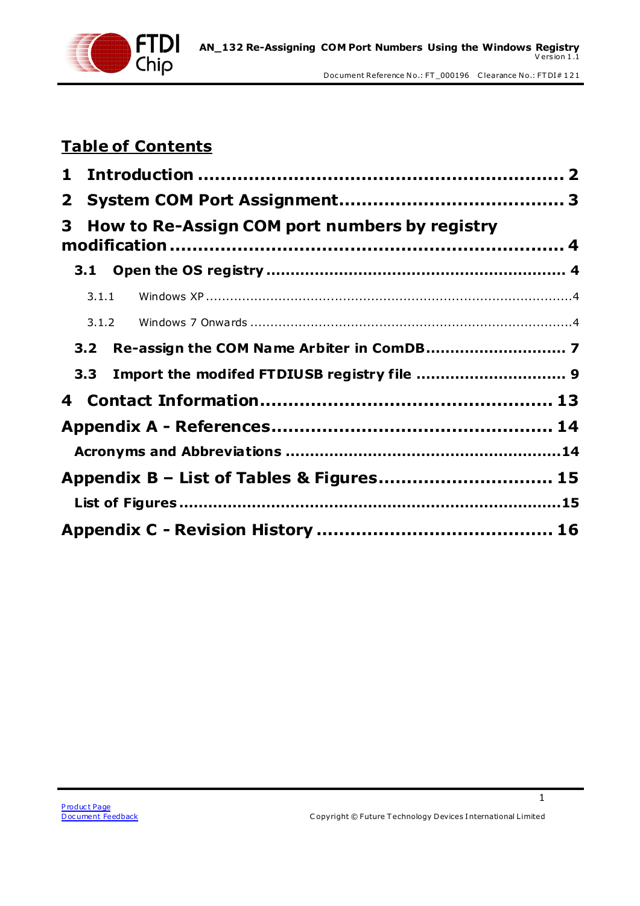# Table of Contents

**1 Introduction .................................................................. 2**

**2 System COM Port Assignment....................................... 3**

**3 How to Re-Assign COM port numbers by registry modification ...................................................................... 4**

**3.1 Open the OS registry ........................................................... 4**

3.1.1 Windows XP ..........................................................................................4

3.1.2 Windows 7 Onwards ...............................................................................4

**3.2 Re-assign the COM Name Arbiter in ComDB............................ 7**

**3.3 Import the modifed FTDIUSB registry file .............................. 9**

**4 Contact Information.................................................... 13**

**Appendix A - References................................................. 14**

**Acronyms and Abbreviations ........................................................14**

**Appendix B – List of Tables & Figures............................... 15**

**List of Figures .............................................................................15**

**Appendix C - Revision History ......................................... 16**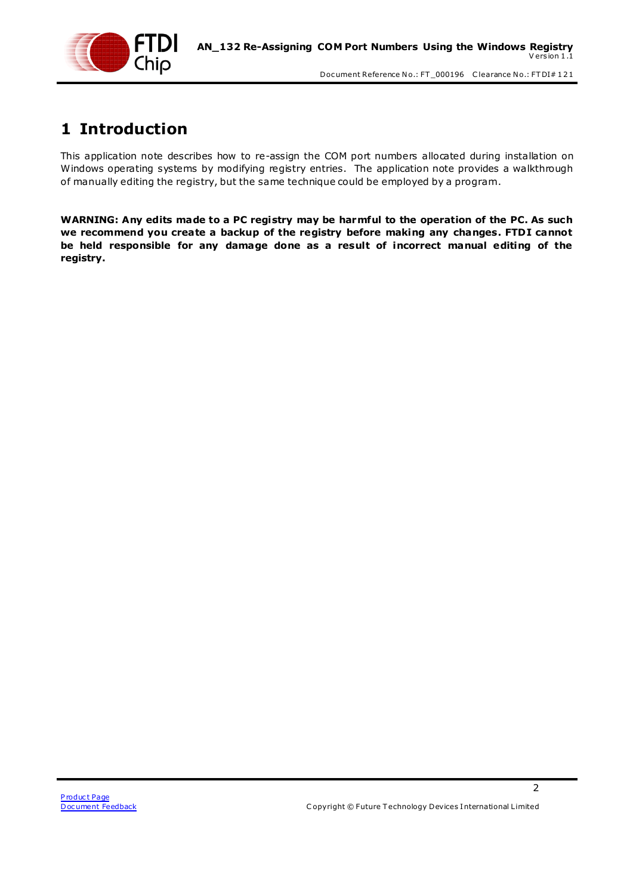# 1 Introduction

This application note describes how to re-assign the COM port numbers allocated during installation on Windows operating systems by modifying registry entries. The application note provides a walkthrough of manually editing the registry, but the same technique could be employed by a program.

**WARNING: Any edits made to a PC registry may be harmful to the operation of the PC. As such we recommend you create a backup of the registry before making any changes. FTDI cannot be held responsible for any damage done as a result of incorrect manual editing of the registry.**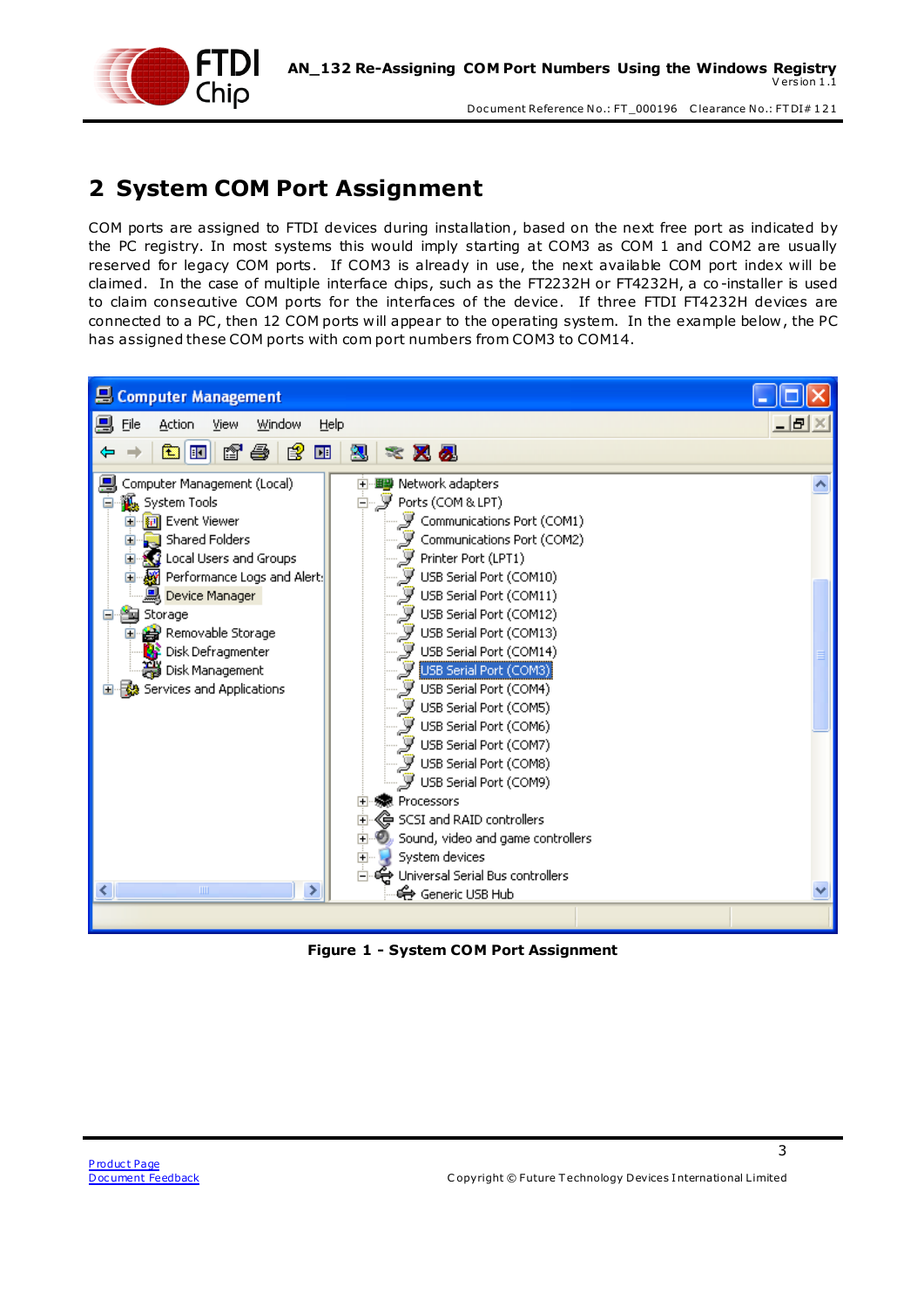## 2 System COM Port Assignment

COM ports are assigned to FTDI devices during installation, based on the next free port as indicated by the PC registry. In most systems this would imply starting at COM3 as COM 1 and COM2 are usually reserved for legacy COM ports. If COM3 is already in use, the next available COM port index will be claimed. In the case of multiple interface chips, such as the FT2232H or FT4232H, a co-installer is used to claim consecutive COM ports for the interfaces of the device. If three FTDI FT4232H devices are connected to a PC, then 12 COM ports will appear to the operating system. In the example below, the PC has assigned these COM ports with com port numbers from COM3 to COM14.

**Figure 1 - System COM Port Assignment**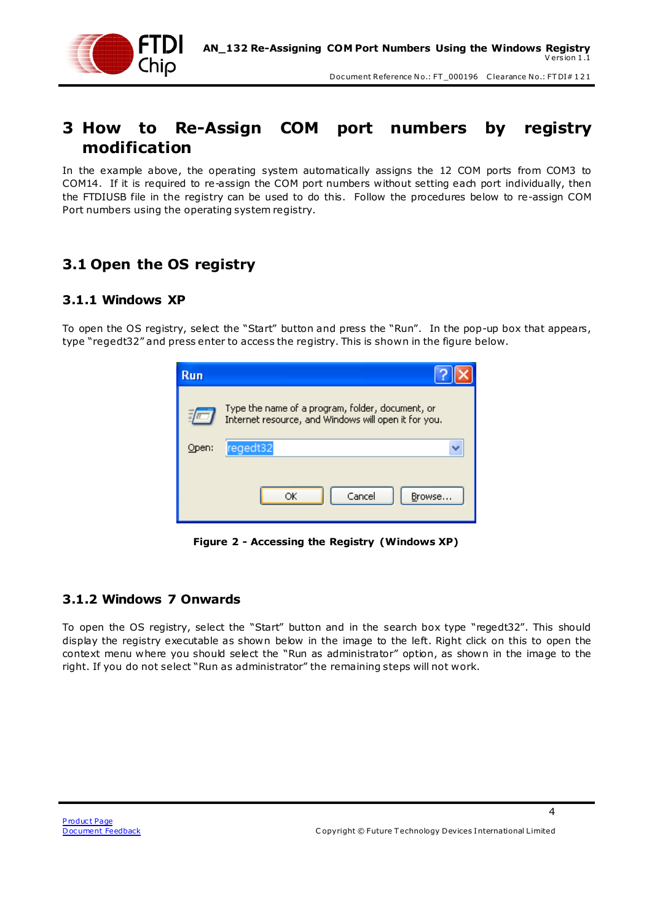# 3 How to Re-Assign COM port numbers by registry modification

In the example above, the operating system automatically assigns the 12 COM ports from COM3 to COM14. If it is required to re-assign the COM port numbers without setting each port individually, then the FTDIUSB file in the registry can be used to do this. Follow the procedures below to re-assign COM Port numbers using the operating system registry.

## 3.1 Open the OS registry

### 3.1.1 Windows XP

To open the OS registry, select the "Start" button and press the "Run". In the pop-up box that appears, type "regedt32" and press enter to access the registry. This is shown in the figure below.

**Figure 2 - Accessing the Registry (Windows XP)**

### 3.1.2 Windows 7 Onwards

To open the OS registry, select the "Start" button and in the search box type "regedt32". This should display the registry executable as shown below in the image to the left. Right click on this to open the context menu where you should select the "Run as administrator" option, as shown in the image to the right. If you do not select "Run as administrator" the remaining steps will not work.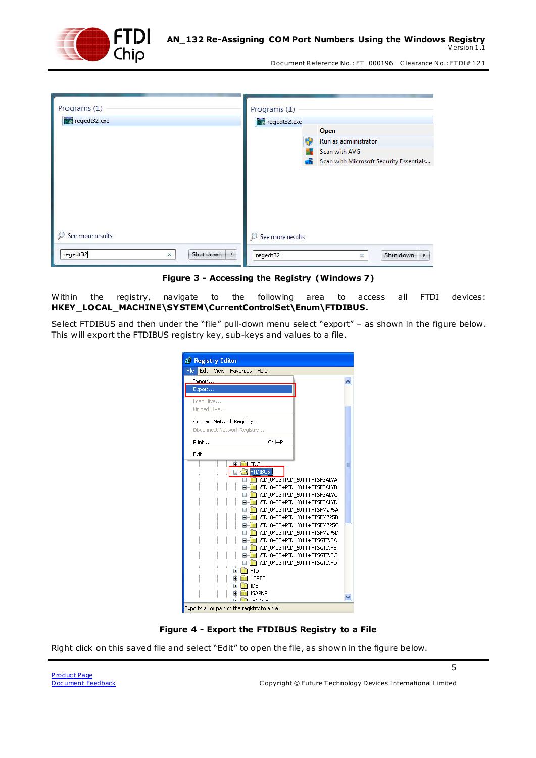**Figure 3 - Accessing the Registry (Windows 7)**

Within the registry, navigate to the following area to access all FTDI devices: **HKEY_LOCAL_MACHINE\SYSTEM\CurrentControlSet\Enum\FTDIBUS.**

Select FTDIBUS and then under the "file" pull-down menu select "export" – as shown in the figure below. This will export the FTDIBUS registry key, sub-keys and values to a file.

**Figure 4 - Export the FTDIBUS Registry to a File**

Right click on this saved file and select "Edit" to open the file, as shown in the figure below.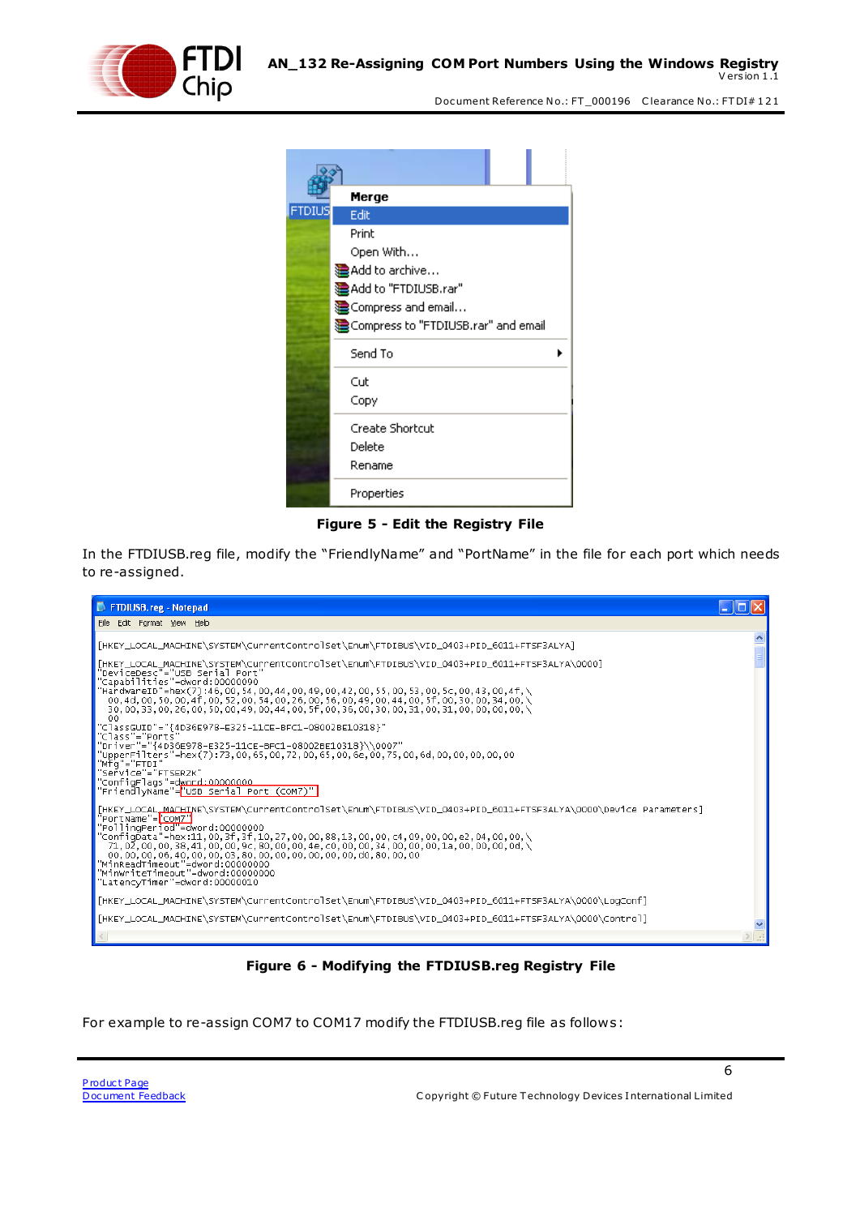**Figure 5 - Edit the Registry File**

In the FTDIUSB.reg file, modify the "FriendlyName" and "PortName" in the file for each port which needs to re-assigned.

**Figure 6 - Modifying the FTDIUSB.reg Registry File**

For example to re-assign COM7 to COM17 modify the FTDIUSB.reg file as follows: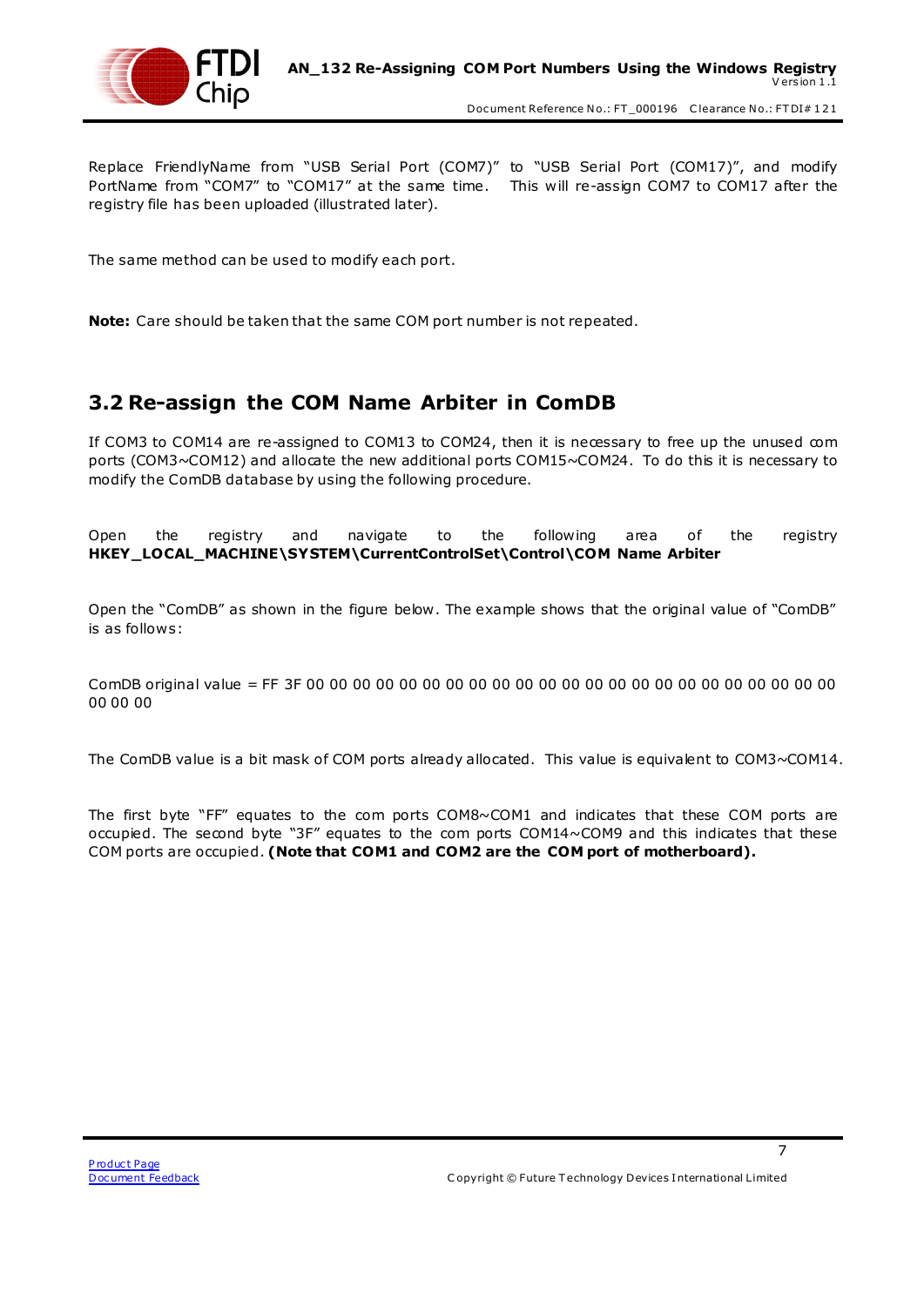Replace FriendlyName from "USB Serial Port (COM7)" to "USB Serial Port (COM17)", and modify PortName from "COM7" to "COM17" at the same time. This will re-assign COM7 to COM17 after the registry file has been uploaded (illustrated later).

The same method can be used to modify each port.

**Note:** Care should be taken that the same COM port number is not repeated.

## 3.2 Re-assign the COM Name Arbiter in ComDB

If COM3 to COM14 are re-assigned to COM13 to COM24, then it is necessary to free up the unused com ports (COM3~COM12) and allocate the new additional ports COM15~COM24. To do this it is necessary to modify the ComDB database by using the following procedure.

Open the registry and navigate to the following area of the registry **HKEY_LOCAL_MACHINE\SYSTEM\CurrentControlSet\Control\COM Name Arbiter**

Open the "ComDB" as shown in the figure below. The example shows that the original value of "ComDB" is as follows:

ComDB original value = FF 3F 00 00 00 00 00 00 00 00 00 00 00 00 00 00 00 00 00 00 00 00 00 00 00 00 00 00

The ComDB value is a bit mask of COM ports already allocated. This value is equivalent to COM3~COM14.

The first byte "FF" equates to the com ports COM8~COM1 and indicates that these COM ports are occupied. The second byte "3F" equates to the com ports COM14~COM9 and this indicates that these COM ports are occupied. **(Note that COM1 and COM2 are the COM port of motherboard).**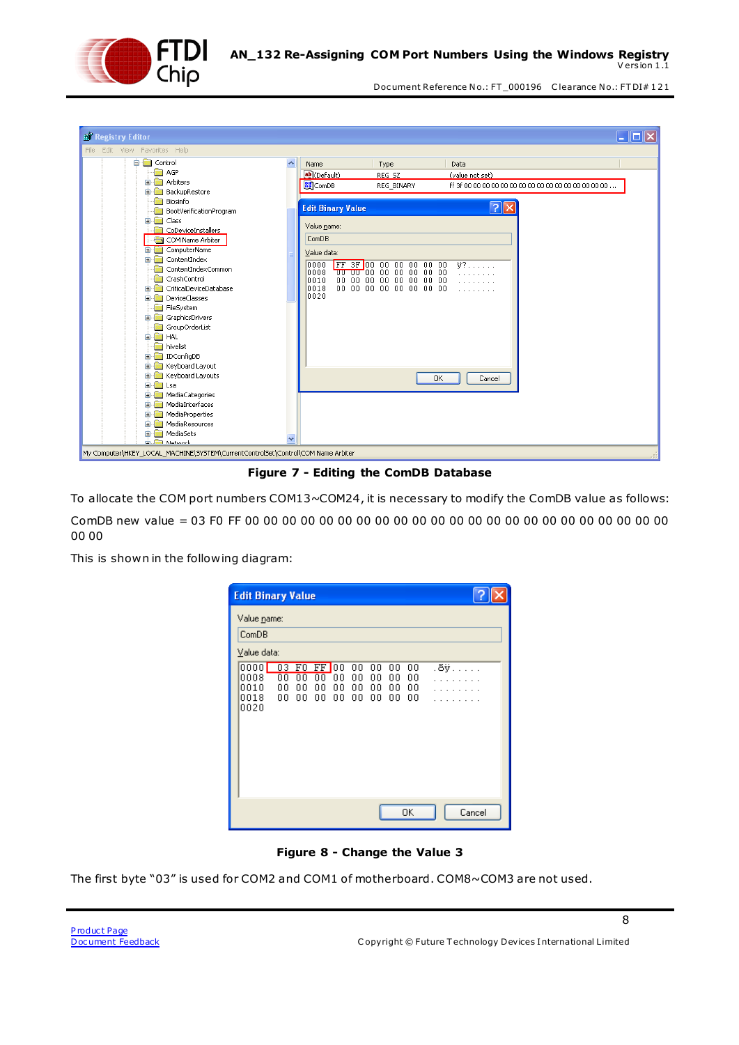Figure 7 - Editing the ComDB Database

To allocate the COM port numbers COM13~COM24, it is necessary to modify the ComDB value as follows:

ComDB new value = 03 F0 FF 00 00 00 00 00 00 00 00 00 00 00 00 00 00 00 00 00 00 00 00 00 00 00 00 00 00 00 00 00

This is shown in the following diagram:

Figure 8 - Change the Value 3

The first byte "03" is used for COM2 and COM1 of motherboard. COM8~COM3 are not used.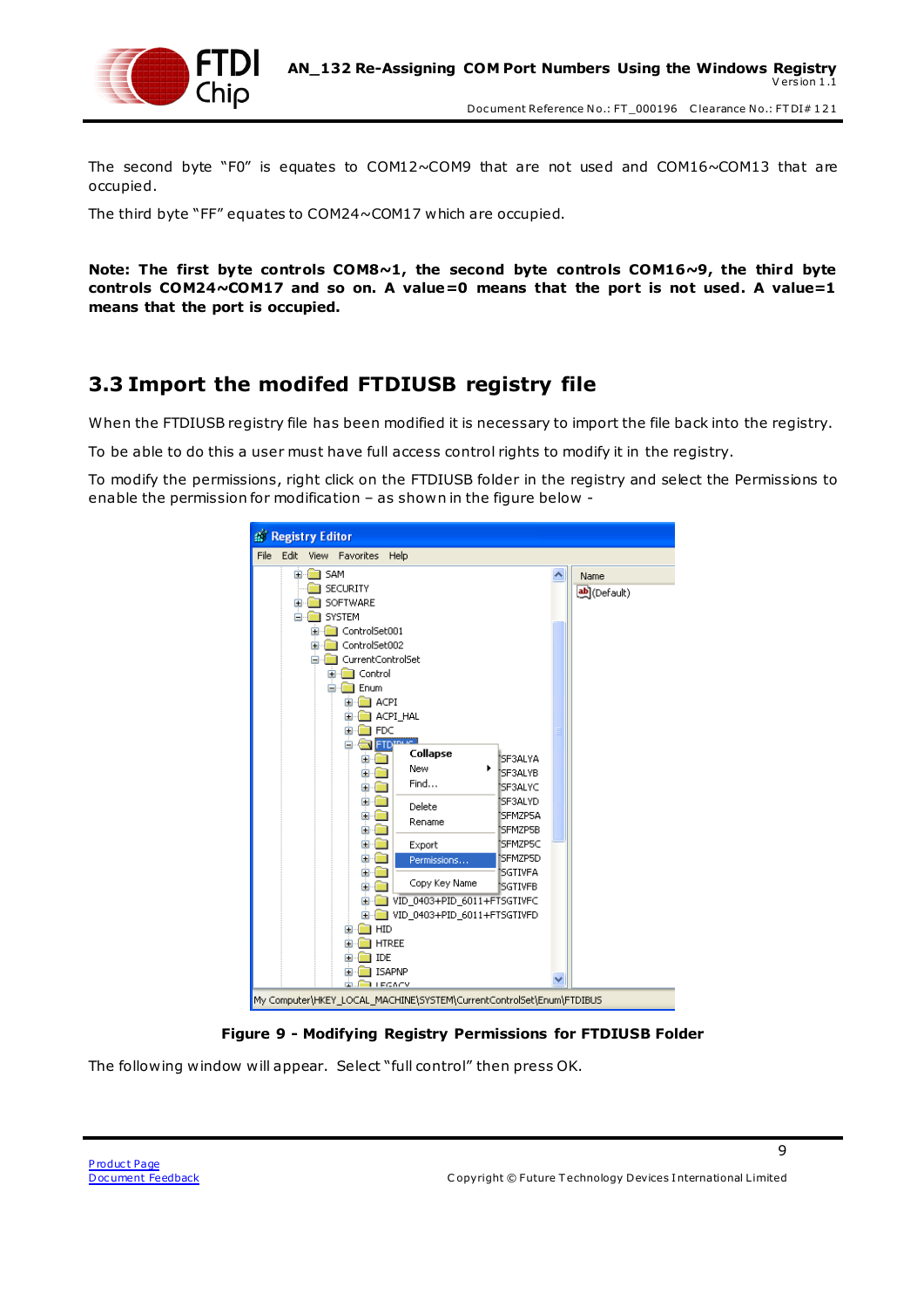The second byte "F0" is equates to COM12~COM9 that are not used and COM16~COM13 that are occupied.

The third byte "FF" equates to COM24~COM17 which are occupied.

**Note: The first byte controls COM8~1, the second byte controls COM16~9, the third byte controls COM24~COM17 and so on. A value=0 means that the port is not used. A value=1 means that the port is occupied.**

## 3.3 Import the modifed FTDIUSB registry file

When the FTDIUSB registry file has been modified it is necessary to import the file back into the registry.

To be able to do this a user must have full access control rights to modify it in the registry.

To modify the permissions, right click on the FTDIUSB folder in the registry and select the Permissions to enable the permission for modification – as shown in the figure below -

**Figure 9 - Modifying Registry Permissions for FTDIUSB Folder**

The following window will appear. Select "full control" then press OK.

[Product Page](#)
[Document Feedback](#)

Copyright © Future Technology Devices International Limited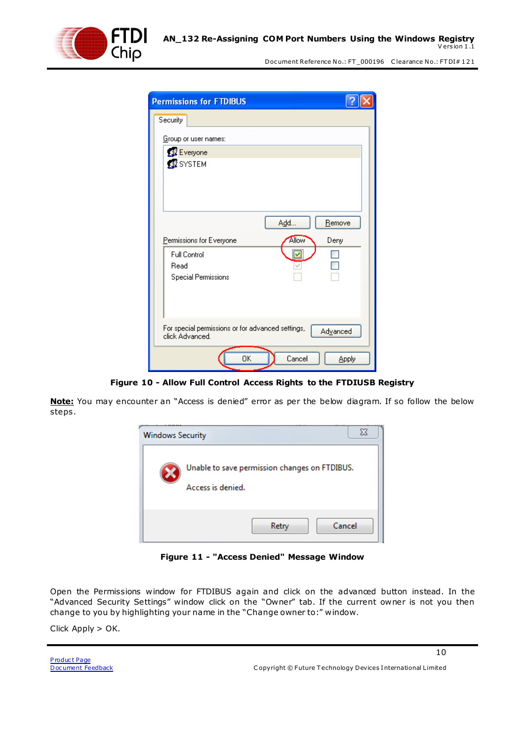**Figure 10 - Allow Full Control Access Rights to the FTDIUSB Registry**

**Note:** You may encounter an "Access is denied" error as per the below diagram. If so follow the below steps.

**Figure 11 - "Access Denied" Message Window**

Open the Permissions window for FTDIBUS again and click on the advanced button instead. In the "Advanced Security Settings" window click on the "Owner" tab. If the current owner is not you then change to you by highlighting your name in the "Change owner to:" window.

Click Apply > OK.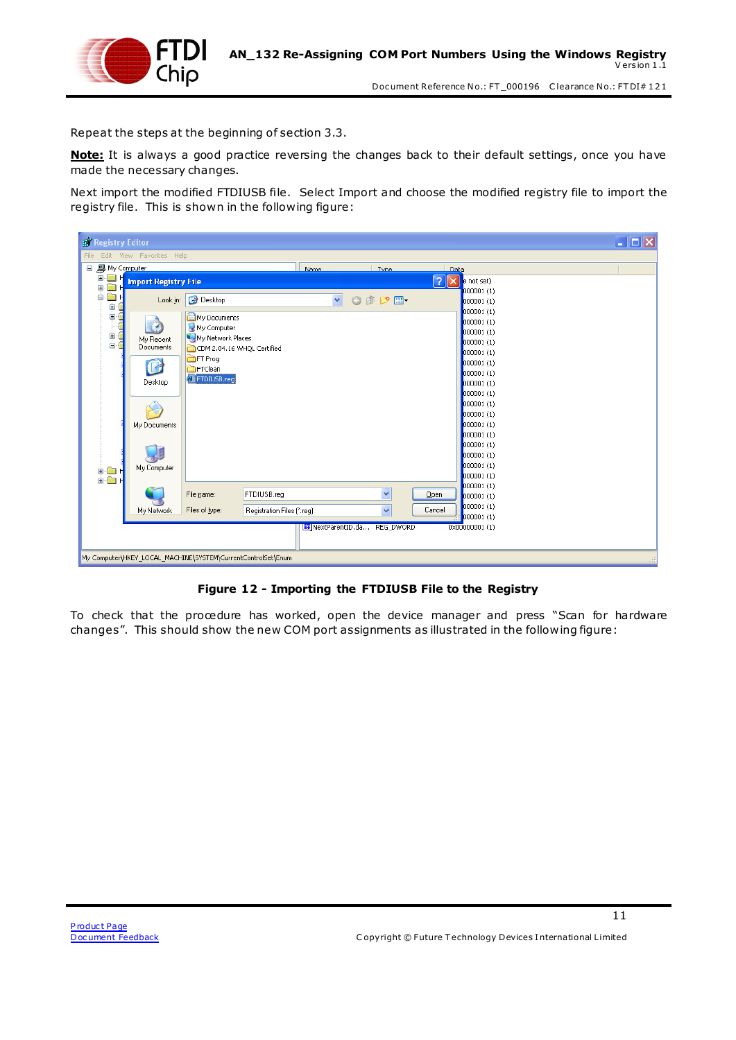Repeat the steps at the beginning of section 3.3.

**Note:** It is always a good practice reversing the changes back to their default settings, once you have made the necessary changes.

Next import the modified FTDIUSB file. Select Import and choose the modified registry file to import the registry file. This is shown in the following figure:

**Figure 12 - Importing the FTDIUSB File to the Registry**

To check that the procedure has worked, open the device manager and press "Scan for hardware changes". This should show the new COM port assignments as illustrated in the following figure: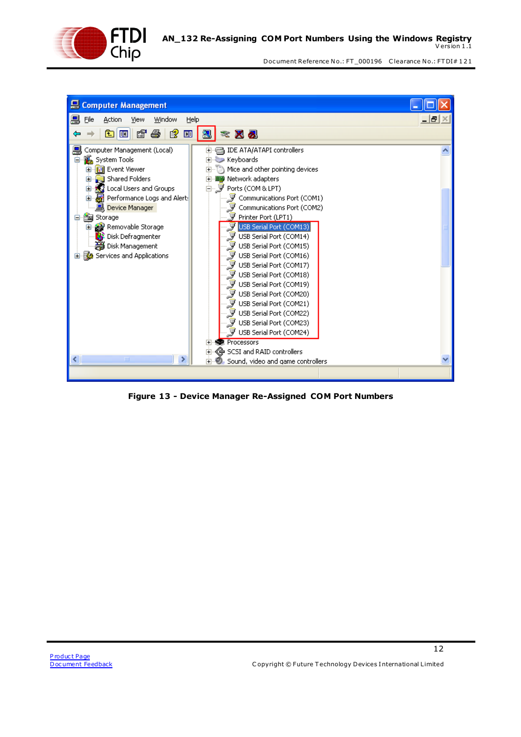Figure 13 - Device Manager Re-Assigned COM Port Numbers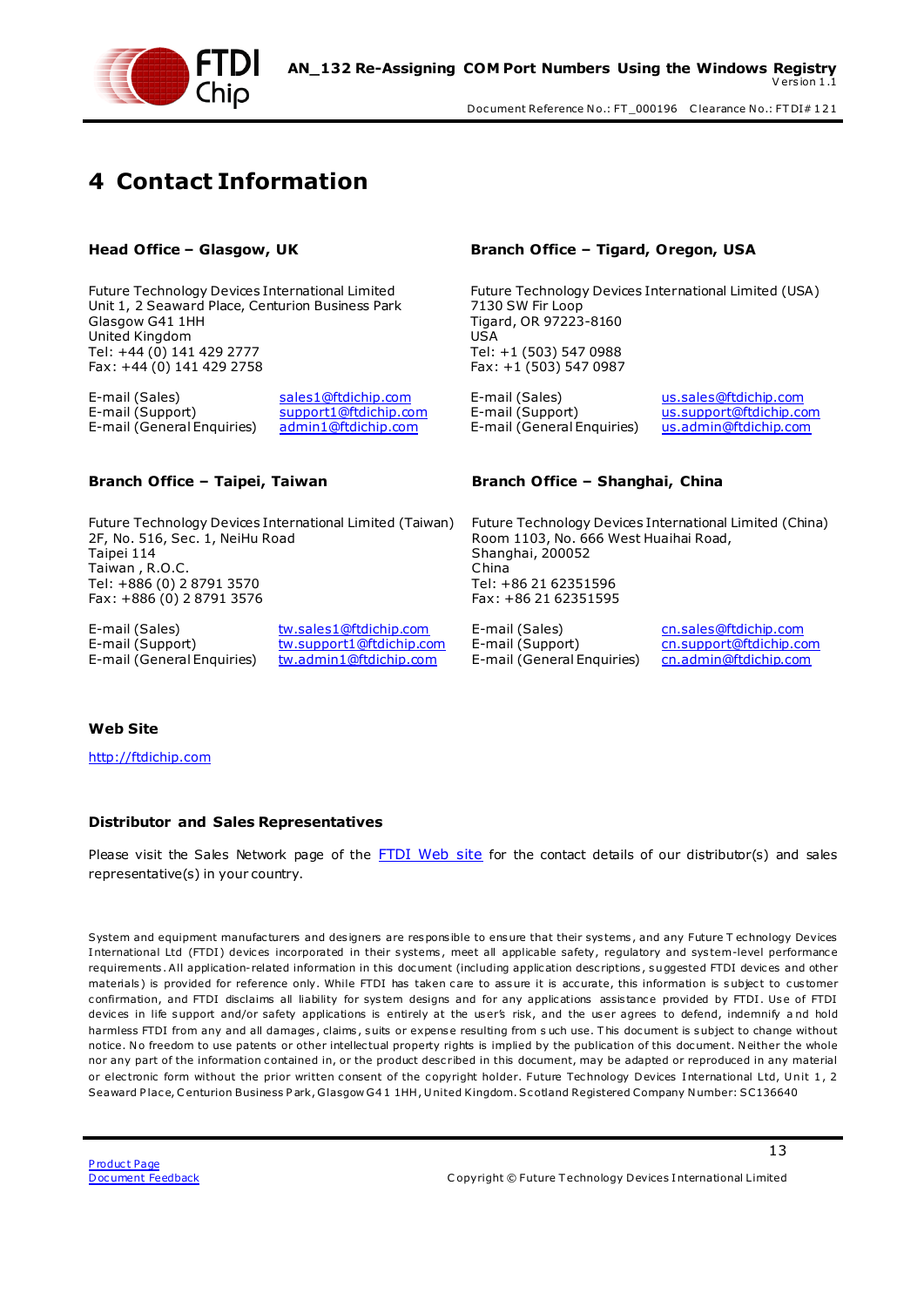# 4 Contact Information

### Head Office – Glasgow, UK

Future Technology Devices International Limited
Unit 1, 2 Seaward Place, Centurion Business Park
Glasgow G41 1HH
United Kingdom
Tel: +44 (0) 141 429 2777
Fax: +44 (0) 141 429 2758

| | |
|---|---|
| E-mail (Sales) | sales1@ftdichip.com |
| E-mail (Support) | support1@ftdichip.com |
| E-mail (General Enquiries) | admin1@ftdichip.com |

### Branch Office – Tigard, Oregon, USA

Future Technology Devices International Limited (USA)
7130 SW Fir Loop
Tigard, OR 97223-8160
USA
Tel: +1 (503) 547 0988
Fax: +1 (503) 547 0987

| | |
|---|---|
| E-mail (Sales) | us.sales@ftdichip.com |
| E-mail (Support) | us.support@ftdichip.com |
| E-mail (General Enquiries) | us.admin@ftdichip.com |

### Branch Office – Taipei, Taiwan

Future Technology Devices International Limited (Taiwan)
2F, No. 516, Sec. 1, NeiHu Road
Taipei 114
Taiwan , R.O.C.
Tel: +886 (0) 2 8791 3570
Fax: +886 (0) 2 8791 3576

| | |
|---|---|
| E-mail (Sales) | tw.sales1@ftdichip.com |
| E-mail (Support) | tw.support1@ftdichip.com |
| E-mail (General Enquiries) | tw.admin1@ftdichip.com |

### Branch Office – Shanghai, China

Future Technology Devices International Limited (China)
Room 1103, No. 666 West Huaihai Road,
Shanghai, 200052
China
Tel: +86 21 62351596
Fax: +86 21 62351595

| | |
|---|---|
| E-mail (Sales) | cn.sales@ftdichip.com |
| E-mail (Support) | cn.support@ftdichip.com |
| E-mail (General Enquiries) | cn.admin@ftdichip.com |

### Web Site

http://ftdichip.com

### Distributor and Sales Representatives

Please visit the Sales Network page of the FTDI Web site for the contact details of our distributor(s) and sales representative(s) in your country.

System and equipment manufacturers and designers are responsible to ensure that their systems, and any Future Technology Devices International Ltd (FTDI) devices incorporated in their systems, meet all applicable safety, regulatory and system-level performance requirements. All application-related information in this document (including application descriptions, suggested FTDI devices and other materials) is provided for reference only. While FTDI has taken care to assure it is accurate, this information is subject to customer confirmation, and FTDI disclaims all liability for system designs and for any applications assistance provided by FTDI. Use of FTDI devices in life support and/or safety applications is entirely at the user's risk, and the user agrees to defend, indemnify and hold harmless FTDI from any and all damages, claims, suits or expense resulting from such use. This document is subject to change without notice. No freedom to use patents or other intellectual property rights is implied by the publication of this document. Neither the whole nor any part of the information contained in, or the product described in this document, may be adapted or reproduced in any material or electronic form without the prior written consent of the copyright holder. Future Technology Devices International Ltd, Unit 1, 2 Seaward Place, Centurion Business Park, Glasgow G41 1HH, United Kingdom. Scotland Registered Company Number: SC136640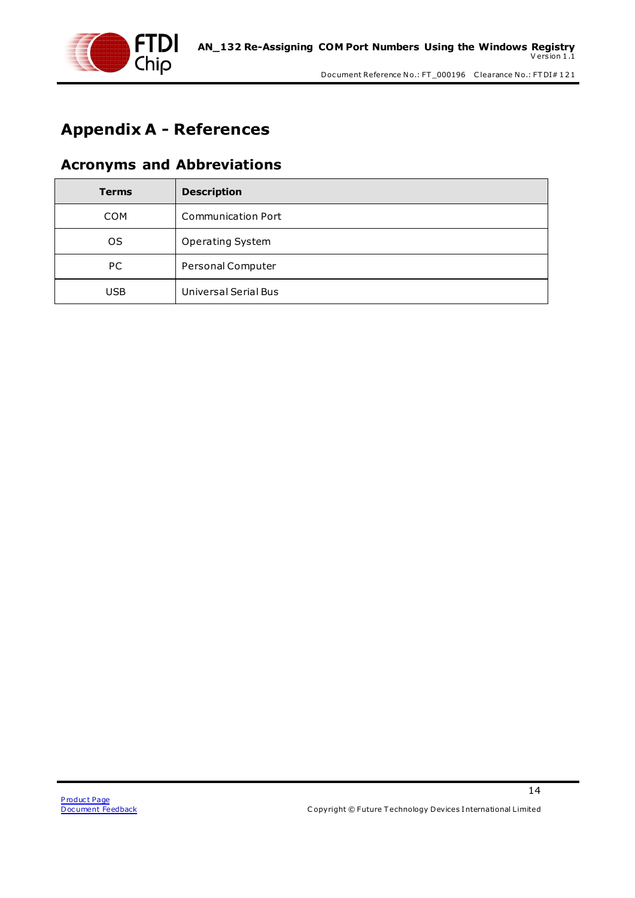# Appendix A - References

## Acronyms and Abbreviations

| Terms | Description |
| --- | --- |
| COM | Communication Port |
| OS | Operating System |
| PC | Personal Computer |
| USB | Universal Serial Bus |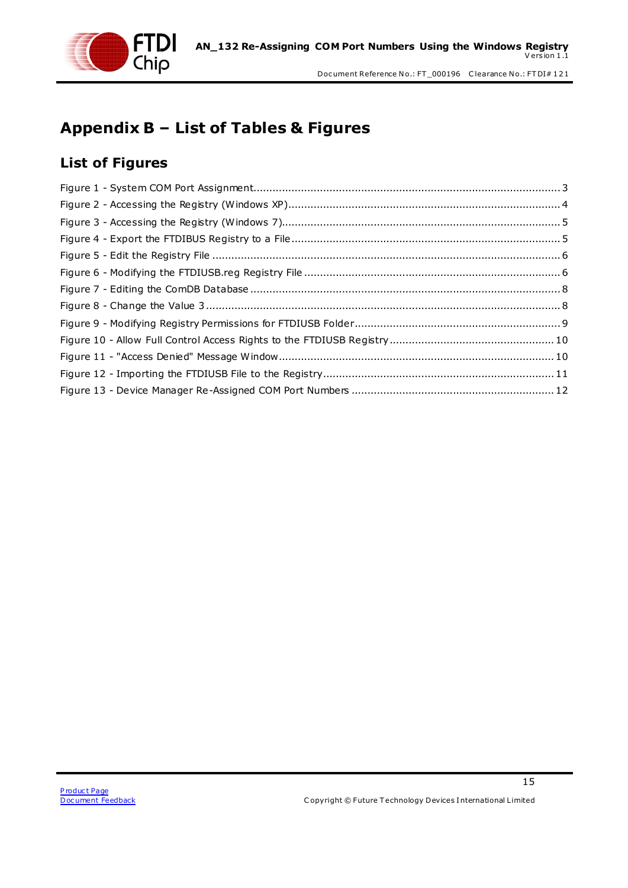# Appendix B – List of Tables & Figures

## List of Figures

Figure 1 - System COM Port Assignment ........................................................................................ 3

Figure 2 - Accessing the Registry (Windows XP) ............................................................................ 4

Figure 3 - Accessing the Registry (Windows 7) .............................................................................. 5

Figure 4 - Export the FTDIBUS Registry to a File ........................................................................... 5

Figure 5 - Edit the Registry File ..................................................................................................... 6

Figure 6 - Modifying the FTDIUSB.reg Registry File ........................................................................ 6

Figure 7 - Editing the ComDB Database ......................................................................................... 8

Figure 8 - Change the Value 3 ....................................................................................................... 8

Figure 9 - Modifying Registry Permissions for FTDIUSB Folder ........................................................ 9

Figure 10 - Allow Full Control Access Rights to the FTDIUSB Registry ........................................... 10

Figure 11 - "Access Denied" Message Window .............................................................................. 10

Figure 12 - Importing the FTDIUSB File to the Registry ................................................................ 11

Figure 13 - Device Manager Re-Assigned COM Port Numbers ....................................................... 12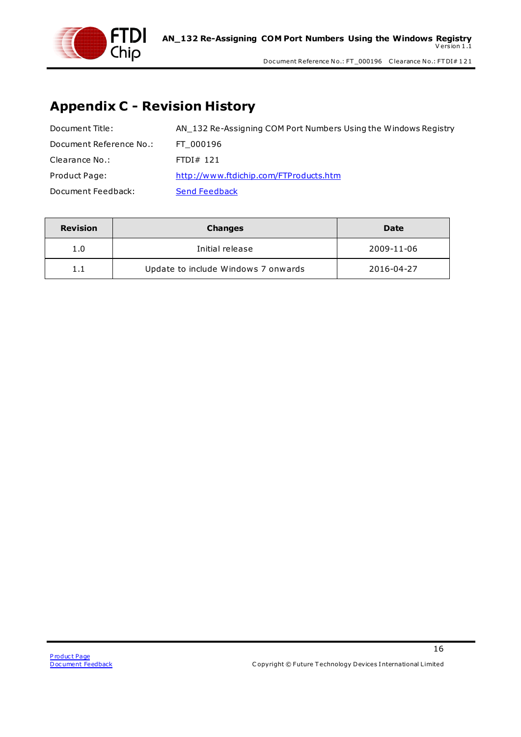# Appendix C - Revision History

Document Title: AN_132 Re-Assigning COM Port Numbers Using the Windows Registry

Document Reference No.: FT_000196

Clearance No.: FTDI# 121

Product Page: [http://www.ftdichip.com/FTProducts.htm](http://www.ftdichip.com/FTProducts.htm)

Document Feedback: Send Feedback

| Revision | Changes | Date |
|---|---|---|
| 1.0 | Initial release | 2009-11-06 |
| 1.1 | Update to include Windows 7 onwards | 2016-04-27 |